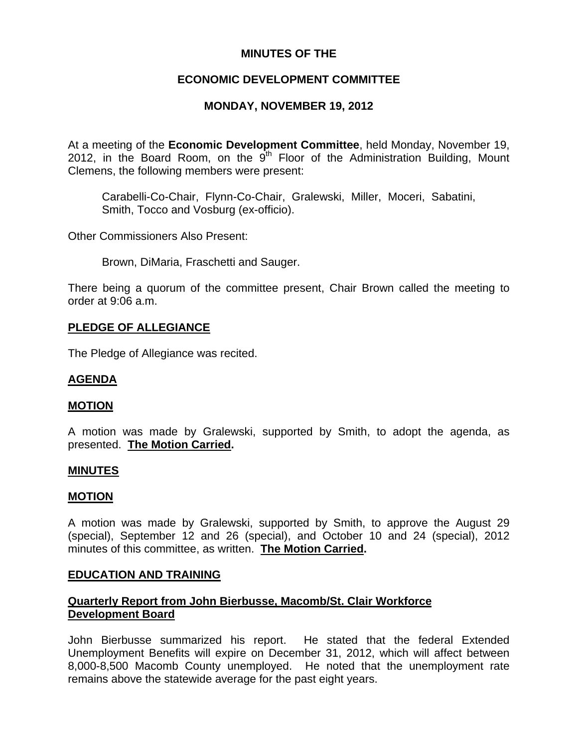# MINUTES OF THE

# ECONOMIC DEVELOPMENT COMMITTEE

# MONDAY, NOVEMBER 19, 2012

At a meeting of the **Economic Development Committee**, held Monday, November 19, 2012, in the Board Room, on the 9th Floor of the Administration Building, Mount Clemens, the following members were present:

> Carabelli-Co-Chair, Flynn-Co-Chair, Gralewski, Miller, Moceri, Sabatini, Smith, Tocco and Vosburg (ex-officio).

Other Commissioners Also Present:

> Brown, DiMaria, Fraschetti and Sauger.

There being a quorum of the committee present, Chair Brown called the meeting to order at 9:06 a.m.

## PLEDGE OF ALLEGIANCE

The Pledge of Allegiance was recited.

## AGENDA

### MOTION

A motion was made by Gralewski, supported by Smith, to adopt the agenda, as presented. **The Motion Carried.**

## MINUTES

### MOTION

A motion was made by Gralewski, supported by Smith, to approve the August 29 (special), September 12 and 26 (special), and October 10 and 24 (special), 2012 minutes of this committee, as written. **The Motion Carried.**

## EDUCATION AND TRAINING

### Quarterly Report from John Bierbusse, Macomb/St. Clair Workforce Development Board

John Bierbusse summarized his report. He stated that the federal Extended Unemployment Benefits will expire on December 31, 2012, which will affect between 8,000-8,500 Macomb County unemployed. He noted that the unemployment rate remains above the statewide average for the past eight years.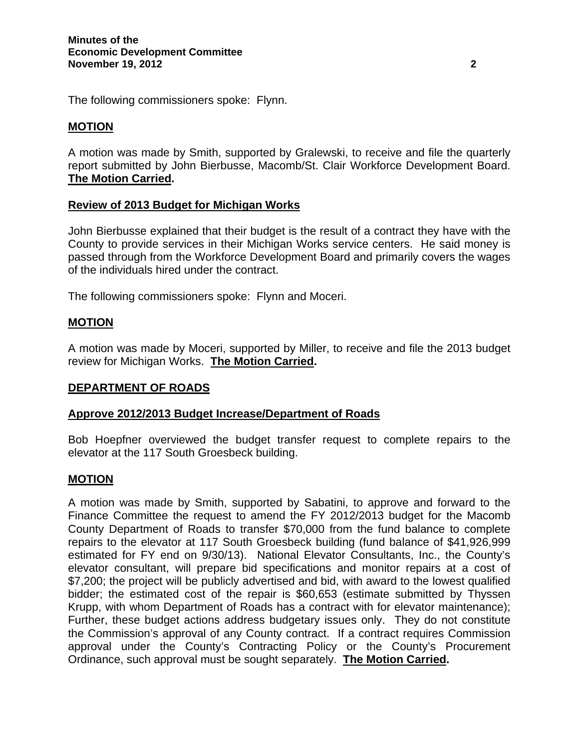The following commissioners spoke: Flynn.

**MOTION**

A motion was made by Smith, supported by Gralewski, to receive and file the quarterly report submitted by John Bierbusse, Macomb/St. Clair Workforce Development Board. **The Motion Carried.**

**Review of 2013 Budget for Michigan Works**

John Bierbusse explained that their budget is the result of a contract they have with the County to provide services in their Michigan Works service centers. He said money is passed through from the Workforce Development Board and primarily covers the wages of the individuals hired under the contract.

The following commissioners spoke: Flynn and Moceri.

**MOTION**

A motion was made by Moceri, supported by Miller, to receive and file the 2013 budget review for Michigan Works. **The Motion Carried.**

**DEPARTMENT OF ROADS**

**Approve 2012/2013 Budget Increase/Department of Roads**

Bob Hoepfner overviewed the budget transfer request to complete repairs to the elevator at the 117 South Groesbeck building.

**MOTION**

A motion was made by Smith, supported by Sabatini, to approve and forward to the Finance Committee the request to amend the FY 2012/2013 budget for the Macomb County Department of Roads to transfer $70,000 from the fund balance to complete repairs to the elevator at 117 South Groesbeck building (fund balance of $41,926,999 estimated for FY end on 9/30/13). National Elevator Consultants, Inc., the County's elevator consultant, will prepare bid specifications and monitor repairs at a cost of $7,200; the project will be publicly advertised and bid, with award to the lowest qualified bidder; the estimated cost of the repair is $60,653 (estimate submitted by Thyssen Krupp, with whom Department of Roads has a contract with for elevator maintenance); Further, these budget actions address budgetary issues only. They do not constitute the Commission's approval of any County contract. If a contract requires Commission approval under the County's Contracting Policy or the County's Procurement Ordinance, such approval must be sought separately. **The Motion Carried.**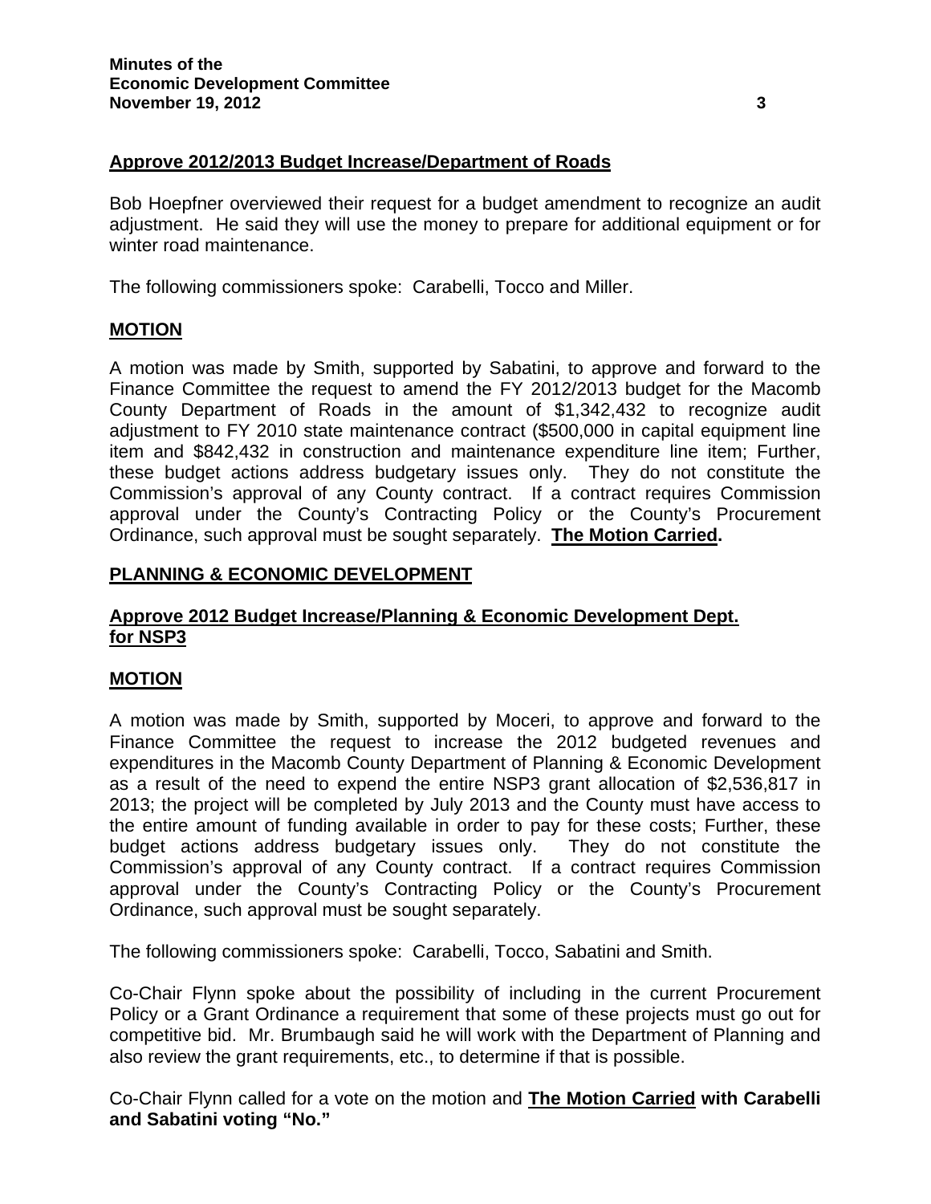**Approve 2012/2013 Budget Increase/Department of Roads**

Bob Hoepfner overviewed their request for a budget amendment to recognize an audit adjustment. He said they will use the money to prepare for additional equipment or for winter road maintenance.

The following commissioners spoke: Carabelli, Tocco and Miller.

**MOTION**

A motion was made by Smith, supported by Sabatini, to approve and forward to the Finance Committee the request to amend the FY 2012/2013 budget for the Macomb County Department of Roads in the amount of $1,342,432 to recognize audit adjustment to FY 2010 state maintenance contract ($500,000 in capital equipment line item and $842,432 in construction and maintenance expenditure line item; Further, these budget actions address budgetary issues only. They do not constitute the Commission's approval of any County contract. If a contract requires Commission approval under the County's Contracting Policy or the County's Procurement Ordinance, such approval must be sought separately. **The Motion Carried.**

**PLANNING & ECONOMIC DEVELOPMENT**

**Approve 2012 Budget Increase/Planning & Economic Development Dept. for NSP3**

**MOTION**

A motion was made by Smith, supported by Moceri, to approve and forward to the Finance Committee the request to increase the 2012 budgeted revenues and expenditures in the Macomb County Department of Planning & Economic Development as a result of the need to expend the entire NSP3 grant allocation of $2,536,817 in 2013; the project will be completed by July 2013 and the County must have access to the entire amount of funding available in order to pay for these costs; Further, these budget actions address budgetary issues only. They do not constitute the Commission's approval of any County contract. If a contract requires Commission approval under the County's Contracting Policy or the County's Procurement Ordinance, such approval must be sought separately.

The following commissioners spoke: Carabelli, Tocco, Sabatini and Smith.

Co-Chair Flynn spoke about the possibility of including in the current Procurement Policy or a Grant Ordinance a requirement that some of these projects must go out for competitive bid. Mr. Brumbaugh said he will work with the Department of Planning and also review the grant requirements, etc., to determine if that is possible.

Co-Chair Flynn called for a vote on the motion and **The Motion Carried with Carabelli and Sabatini voting "No."**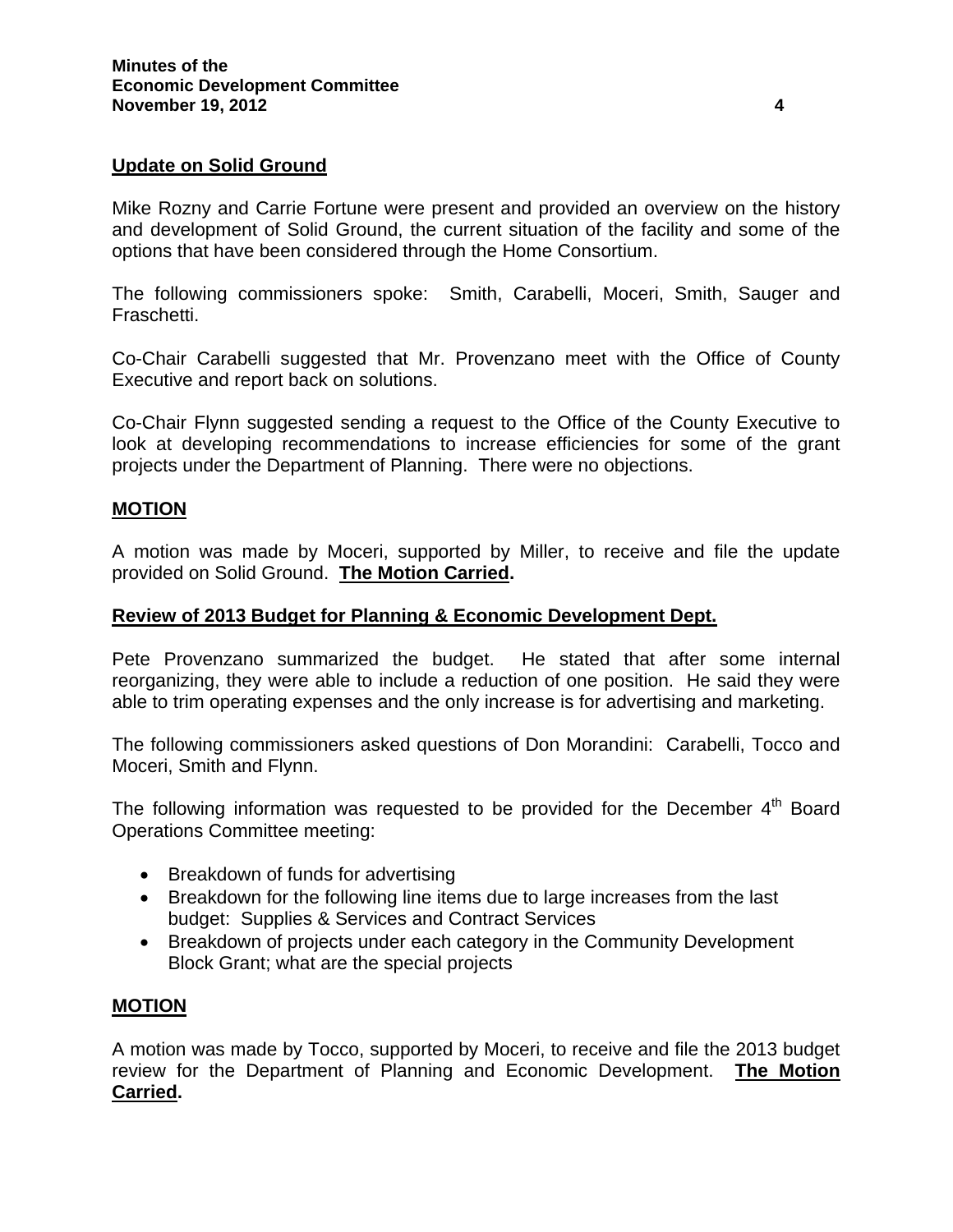**Update on Solid Ground**

Mike Rozny and Carrie Fortune were present and provided an overview on the history and development of Solid Ground, the current situation of the facility and some of the options that have been considered through the Home Consortium.

The following commissioners spoke: Smith, Carabelli, Moceri, Smith, Sauger and Fraschetti.

Co-Chair Carabelli suggested that Mr. Provenzano meet with the Office of County Executive and report back on solutions.

Co-Chair Flynn suggested sending a request to the Office of the County Executive to look at developing recommendations to increase efficiencies for some of the grant projects under the Department of Planning. There were no objections.

**MOTION**

A motion was made by Moceri, supported by Miller, to receive and file the update provided on Solid Ground. **The Motion Carried.**

**Review of 2013 Budget for Planning & Economic Development Dept.**

Pete Provenzano summarized the budget. He stated that after some internal reorganizing, they were able to include a reduction of one position. He said they were able to trim operating expenses and the only increase is for advertising and marketing.

The following commissioners asked questions of Don Morandini: Carabelli, Tocco and Moceri, Smith and Flynn.

The following information was requested to be provided for the December 4th Board Operations Committee meeting:

- Breakdown of funds for advertising
- Breakdown for the following line items due to large increases from the last budget: Supplies & Services and Contract Services
- Breakdown of projects under each category in the Community Development Block Grant; what are the special projects

**MOTION**

A motion was made by Tocco, supported by Moceri, to receive and file the 2013 budget review for the Department of Planning and Economic Development. **The Motion Carried.**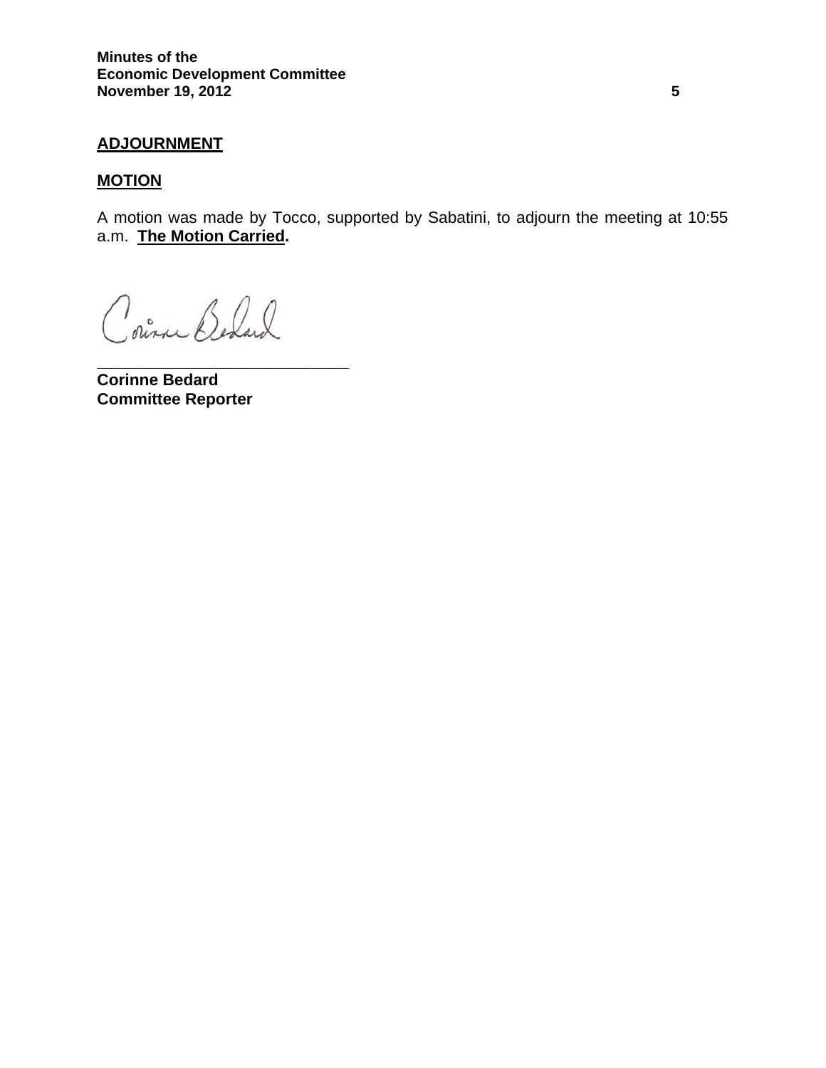## ADJOURNMENT

### MOTION

A motion was made by Tocco, supported by Sabatini, to adjourn the meeting at 10:55 a.m. **The Motion Carried.**

\_\_\_\_\_\_\_\_\_\_\_\_\_\_\_\_\_\_\_\_\_\_\_\_\_\_\_\_\_\_

**Corinne Bedard**
**Committee Reporter**